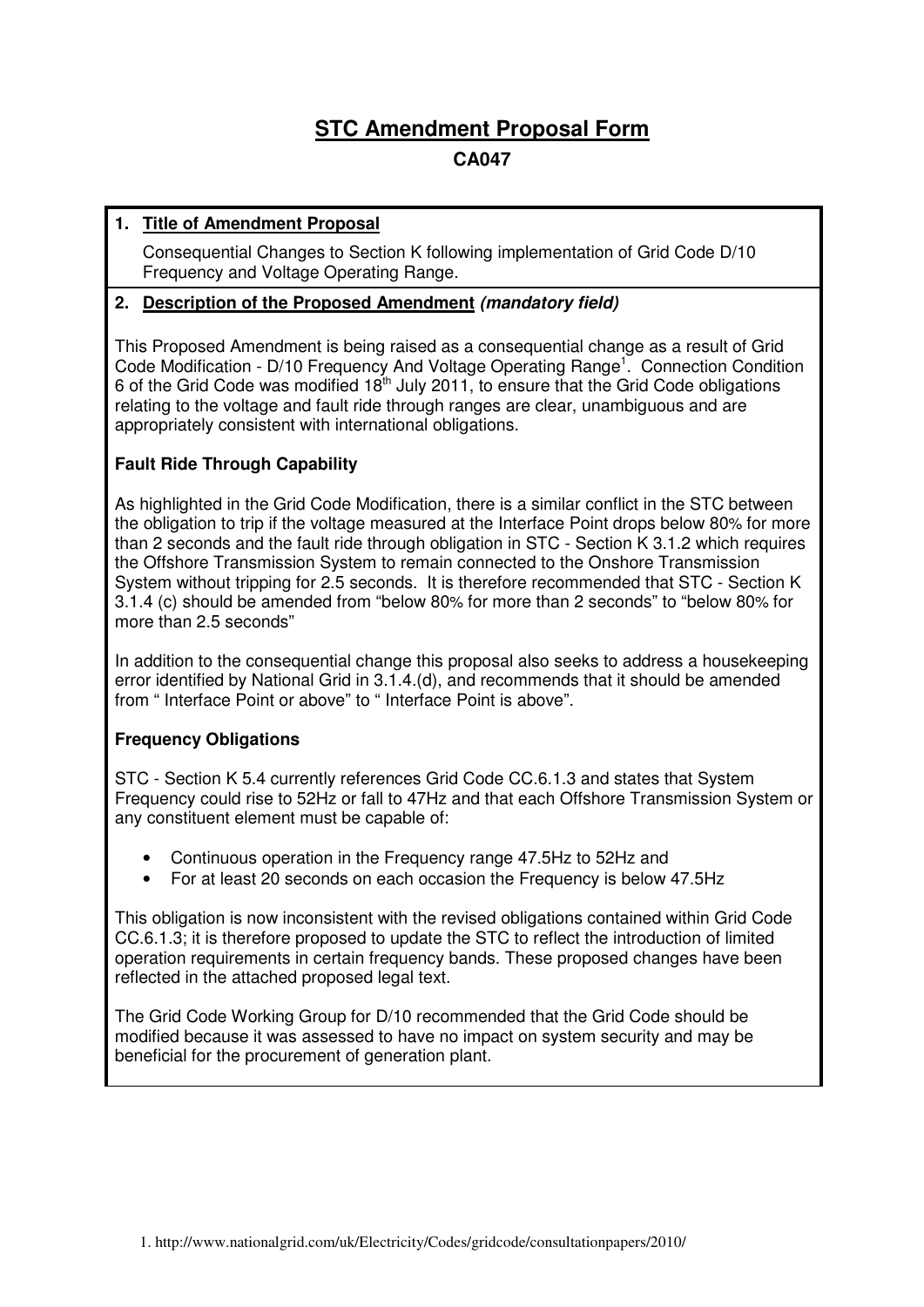# STC Amendment Proposal Form

## CA047

**1. Title of Amendment Proposal**

Consequential Changes to Section K following implementation of Grid Code D/10 Frequency and Voltage Operating Range.

**2. Description of the Proposed Amendment *(mandatory field)***

This Proposed Amendment is being raised as a consequential change as a result of Grid Code Modification - D/10 Frequency And Voltage Operating Range[1]. Connection Condition 6 of the Grid Code was modified 18th July 2011, to ensure that the Grid Code obligations relating to the voltage and fault ride through ranges are clear, unambiguous and are appropriately consistent with international obligations.

**Fault Ride Through Capability**

As highlighted in the Grid Code Modification, there is a similar conflict in the STC between the obligation to trip if the voltage measured at the Interface Point drops below 80% for more than 2 seconds and the fault ride through obligation in STC - Section K 3.1.2 which requires the Offshore Transmission System to remain connected to the Onshore Transmission System without tripping for 2.5 seconds. It is therefore recommended that STC - Section K 3.1.4 (c) should be amended from "below 80% for more than 2 seconds" to "below 80% for more than 2.5 seconds"

In addition to the consequential change this proposal also seeks to address a housekeeping error identified by National Grid in 3.1.4.(d), and recommends that it should be amended from " Interface Point or above" to " Interface Point is above".

**Frequency Obligations**

STC - Section K 5.4 currently references Grid Code CC.6.1.3 and states that System Frequency could rise to 52Hz or fall to 47Hz and that each Offshore Transmission System or any constituent element must be capable of:

- Continuous operation in the Frequency range 47.5Hz to 52Hz and
- For at least 20 seconds on each occasion the Frequency is below 47.5Hz

This obligation is now inconsistent with the revised obligations contained within Grid Code CC.6.1.3; it is therefore proposed to update the STC to reflect the introduction of limited operation requirements in certain frequency bands. These proposed changes have been reflected in the attached proposed legal text.

The Grid Code Working Group for D/10 recommended that the Grid Code should be modified because it was assessed to have no impact on system security and may be beneficial for the procurement of generation plant.

1. http://www.nationalgrid.com/uk/Electricity/Codes/gridcode/consultationpapers/2010/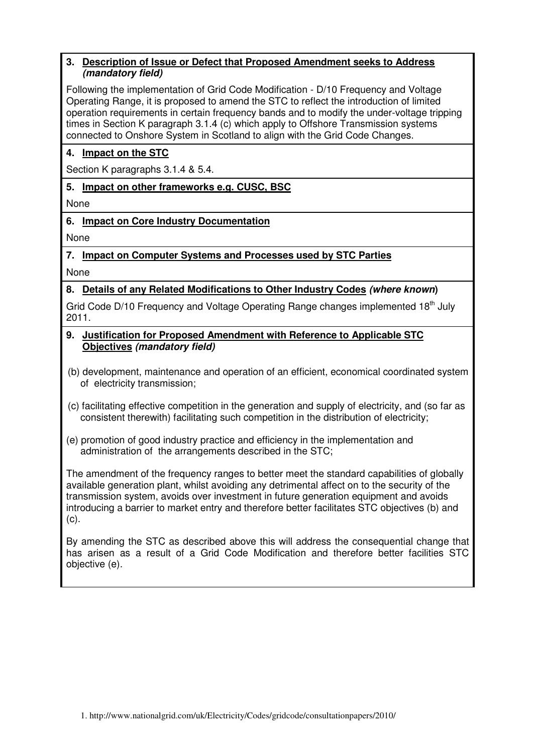### 3. Description of Issue or Defect that Proposed Amendment seeks to Address *(mandatory field)*

Following the implementation of Grid Code Modification - D/10 Frequency and Voltage Operating Range, it is proposed to amend the STC to reflect the introduction of limited operation requirements in certain frequency bands and to modify the under-voltage tripping times in Section K paragraph 3.1.4 (c) which apply to Offshore Transmission systems connected to Onshore System in Scotland to align with the Grid Code Changes.

### 4. Impact on the STC

Section K paragraphs 3.1.4 & 5.4.

### 5. Impact on other frameworks e.g. CUSC, BSC

None

### 6. Impact on Core Industry Documentation

None

### 7. Impact on Computer Systems and Processes used by STC Parties

None

### 8. Details of any Related Modifications to Other Industry Codes *(where known)*

Grid Code D/10 Frequency and Voltage Operating Range changes implemented 18th July 2011.

### 9. Justification for Proposed Amendment with Reference to Applicable STC Objectives *(mandatory field)*

(b) development, maintenance and operation of an efficient, economical coordinated system of electricity transmission;

(c) facilitating effective competition in the generation and supply of electricity, and (so far as consistent therewith) facilitating such competition in the distribution of electricity;

(e) promotion of good industry practice and efficiency in the implementation and administration of the arrangements described in the STC;

The amendment of the frequency ranges to better meet the standard capabilities of globally available generation plant, whilst avoiding any detrimental affect on to the security of the transmission system, avoids over investment in future generation equipment and avoids introducing a barrier to market entry and therefore better facilitates STC objectives (b) and (c).

By amending the STC as described above this will address the consequential change that has arisen as a result of a Grid Code Modification and therefore better facilities STC objective (e).

1. http://www.nationalgrid.com/uk/Electricity/Codes/gridcode/consultationpapers/2010/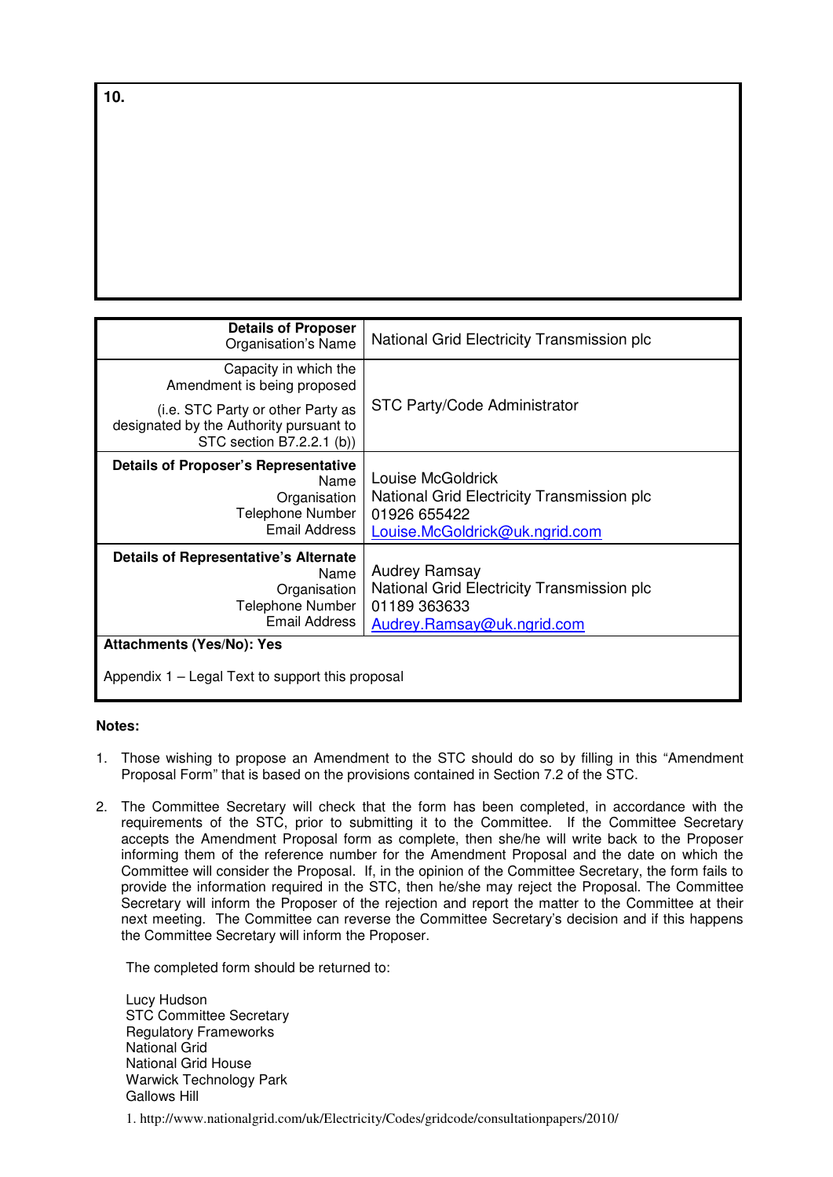| 10. |
| --- |
| |

| **Details of Proposer**<br>Organisation's Name | National Grid Electricity Transmission plc |
| --- | --- |
| Capacity in which the Amendment is being proposed<br><br>(i.e. STC Party or other Party as designated by the Authority pursuant to STC section B7.2.2.1 (b)) | STC Party/Code Administrator |
| **Details of Proposer's Representative**<br>Name<br>Organisation<br>Telephone Number<br>Email Address | Louise McGoldrick<br>National Grid Electricity Transmission plc<br>01926 655422<br>Louise.McGoldrick@uk.ngrid.com |
| **Details of Representative's Alternate**<br>Name<br>Organisation<br>Telephone Number<br>Email Address | Audrey Ramsay<br>National Grid Electricity Transmission plc<br>01189 363633<br>Audrey.Ramsay@uk.ngrid.com |
| **Attachments (Yes/No): Yes**<br><br>Appendix 1 – Legal Text to support this proposal | |

**Notes:**

1. Those wishing to propose an Amendment to the STC should do so by filling in this "Amendment Proposal Form" that is based on the provisions contained in Section 7.2 of the STC.

2. The Committee Secretary will check that the form has been completed, in accordance with the requirements of the STC, prior to submitting it to the Committee. If the Committee Secretary accepts the Amendment Proposal form as complete, then she/he will write back to the Proposer informing them of the reference number for the Amendment Proposal and the date on which the Committee will consider the Proposal. If, in the opinion of the Committee Secretary, the form fails to provide the information required in the STC, then he/she may reject the Proposal. The Committee Secretary will inform the Proposer of the rejection and report the matter to the Committee at their next meeting. The Committee can reverse the Committee Secretary's decision and if this happens the Committee Secretary will inform the Proposer.

   The completed form should be returned to:

   Lucy Hudson
   STC Committee Secretary
   Regulatory Frameworks
   National Grid
   National Grid House
   Warwick Technology Park
   Gallows Hill

1. http://www.nationalgrid.com/uk/Electricity/Codes/gridcode/consultationpapers/2010/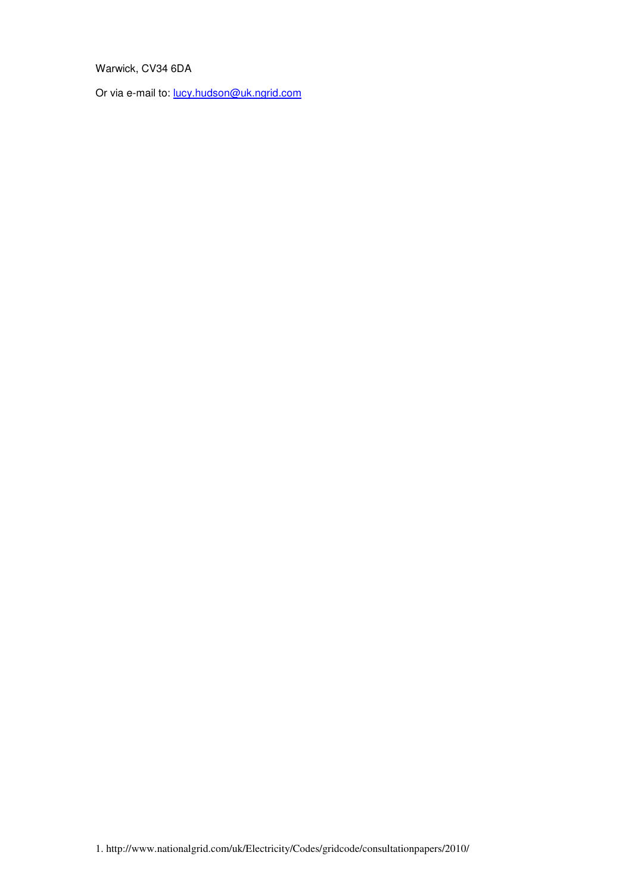Warwick, CV34 6DA

Or via e-mail to: [lucy.hudson@uk.ngrid.com](mailto:lucy.hudson@uk.ngrid.com)

1. http://www.nationalgrid.com/uk/Electricity/Codes/gridcode/consultationpapers/2010/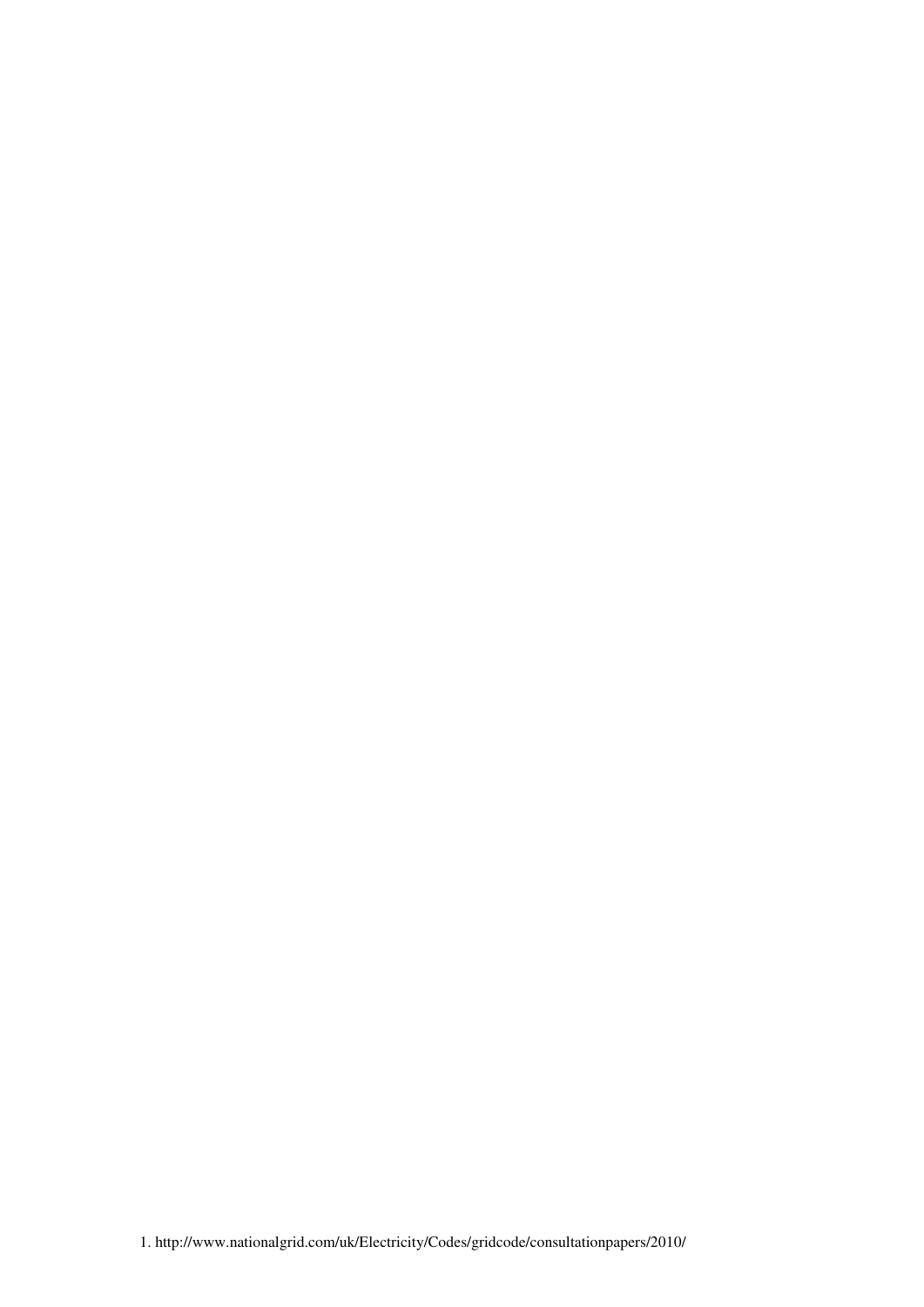1. http://www.nationalgrid.com/uk/Electricity/Codes/gridcode/consultationpapers/2010/